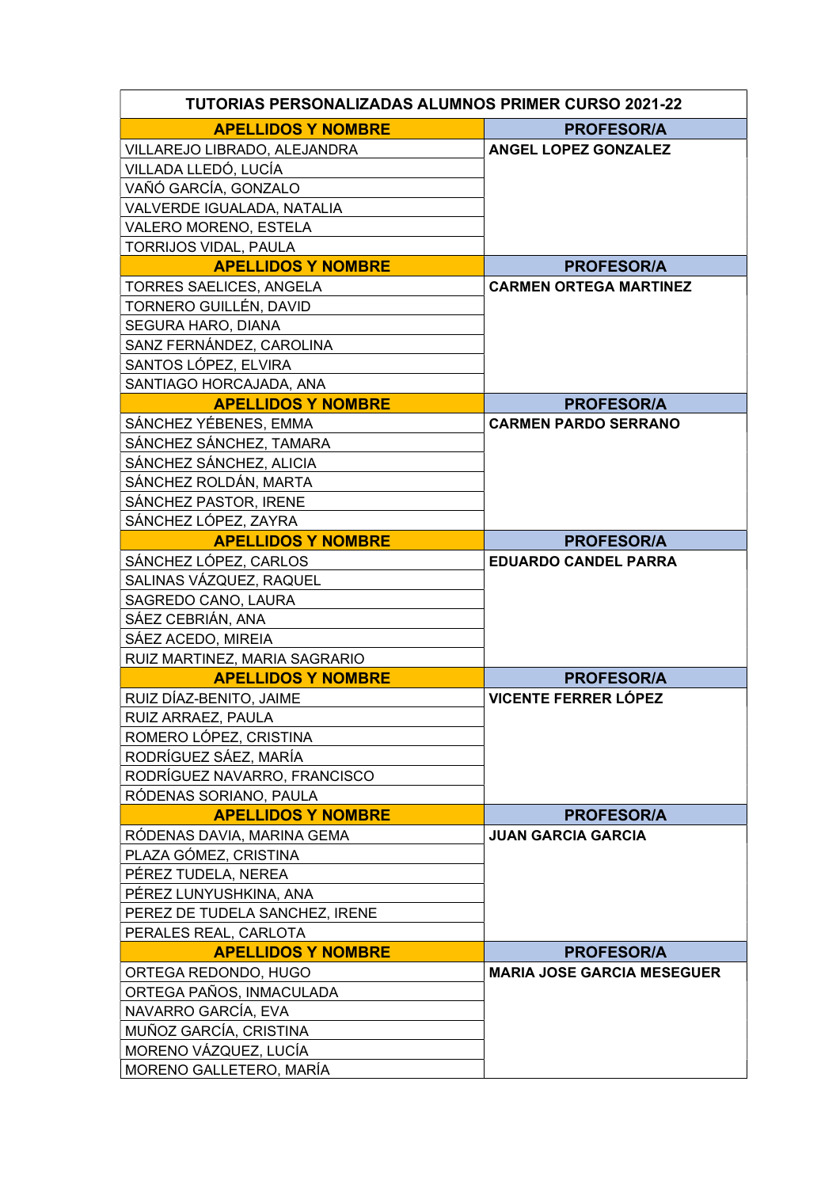| TUTORIAS PERSONALIZADAS ALUMNOS PRIMER CURSO 2021-22 | |
|---|---|
| **APELLIDOS Y NOMBRE** | **PROFESOR/A** |
| VILLAREJO LIBRADO, ALEJANDRA | **ANGEL LOPEZ GONZALEZ** |
| VILLADA LLEDÓ, LUCÍA | |
| VAÑÓ GARCÍA, GONZALO | |
| VALVERDE IGUALADA, NATALIA | |
| VALERO MORENO, ESTELA | |
| TORRIJOS VIDAL, PAULA | |
| **APELLIDOS Y NOMBRE** | **PROFESOR/A** |
| TORRES SAELICES, ANGELA | **CARMEN ORTEGA MARTINEZ** |
| TORNERO GUILLÉN, DAVID | |
| SEGURA HARO, DIANA | |
| SANZ FERNÁNDEZ, CAROLINA | |
| SANTOS LÓPEZ, ELVIRA | |
| SANTIAGO HORCAJADA, ANA | |
| **APELLIDOS Y NOMBRE** | **PROFESOR/A** |
| SÁNCHEZ YÉBENES, EMMA | **CARMEN PARDO SERRANO** |
| SÁNCHEZ SÁNCHEZ, TAMARA | |
| SÁNCHEZ SÁNCHEZ, ALICIA | |
| SÁNCHEZ ROLDÁN, MARTA | |
| SÁNCHEZ PASTOR, IRENE | |
| SÁNCHEZ LÓPEZ, ZAYRA | |
| **APELLIDOS Y NOMBRE** | **PROFESOR/A** |
| SÁNCHEZ LÓPEZ, CARLOS | **EDUARDO CANDEL PARRA** |
| SALINAS VÁZQUEZ, RAQUEL | |
| SAGREDO CANO, LAURA | |
| SÁEZ CEBRIÁN, ANA | |
| SÁEZ ACEDO, MIREIA | |
| RUIZ MARTINEZ, MARIA SAGRARIO | |
| **APELLIDOS Y NOMBRE** | **PROFESOR/A** |
| RUIZ DÍAZ-BENITO, JAIME | **VICENTE FERRER LÓPEZ** |
| RUIZ ARRAEZ, PAULA | |
| ROMERO LÓPEZ, CRISTINA | |
| RODRÍGUEZ SÁEZ, MARÍA | |
| RODRÍGUEZ NAVARRO, FRANCISCO | |
| RÓDENAS SORIANO, PAULA | |
| **APELLIDOS Y NOMBRE** | **PROFESOR/A** |
| RÓDENAS DAVIA, MARINA GEMA | **JUAN GARCIA GARCIA** |
| PLAZA GÓMEZ, CRISTINA | |
| PÉREZ TUDELA, NEREA | |
| PÉREZ LUNYUSHKINA, ANA | |
| PEREZ DE TUDELA SANCHEZ, IRENE | |
| PERALES REAL, CARLOTA | |
| **APELLIDOS Y NOMBRE** | **PROFESOR/A** |
| ORTEGA REDONDO, HUGO | **MARIA JOSE GARCIA MESEGUER** |
| ORTEGA PAÑOS, INMACULADA | |
| NAVARRO GARCÍA, EVA | |
| MUÑOZ GARCÍA, CRISTINA | |
| MORENO VÁZQUEZ, LUCÍA | |
| MORENO GALLETERO, MARÍA | |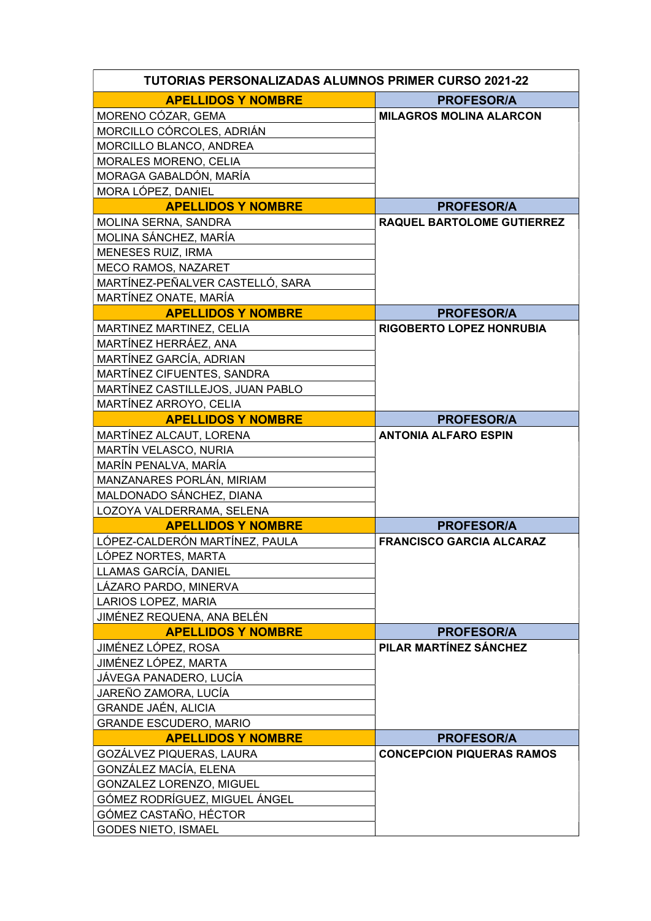| TUTORIAS PERSONALIZADAS ALUMNOS PRIMER CURSO 2021-22 | |
|---|---|
| **APELLIDOS Y NOMBRE** | **PROFESOR/A** |
| MORENO CÓZAR, GEMA | **MILAGROS MOLINA ALARCON** |
| MORCILLO CÓRCOLES, ADRIÁN | |
| MORCILLO BLANCO, ANDREA | |
| MORALES MORENO, CELIA | |
| MORAGA GABALDÓN, MARÍA | |
| MORA LÓPEZ, DANIEL | |
| **APELLIDOS Y NOMBRE** | **PROFESOR/A** |
| MOLINA SERNA, SANDRA | **RAQUEL BARTOLOME GUTIERREZ** |
| MOLINA SÁNCHEZ, MARÍA | |
| MENESES RUIZ, IRMA | |
| MECO RAMOS, NAZARET | |
| MARTÍNEZ-PEÑALVER CASTELLÓ, SARA | |
| MARTÍNEZ ONATE, MARÍA | |
| **APELLIDOS Y NOMBRE** | **PROFESOR/A** |
| MARTINEZ MARTINEZ, CELIA | **RIGOBERTO LOPEZ HONRUBIA** |
| MARTÍNEZ HERRÁEZ, ANA | |
| MARTÍNEZ GARCÍA, ADRIAN | |
| MARTÍNEZ CIFUENTES, SANDRA | |
| MARTÍNEZ CASTILLEJOS, JUAN PABLO | |
| MARTÍNEZ ARROYO, CELIA | |
| **APELLIDOS Y NOMBRE** | **PROFESOR/A** |
| MARTÍNEZ ALCAUT, LORENA | **ANTONIA ALFARO ESPIN** |
| MARTÍN VELASCO, NURIA | |
| MARÍN PENALVA, MARÍA | |
| MANZANARES PORLÁN, MIRIAM | |
| MALDONADO SÁNCHEZ, DIANA | |
| LOZOYA VALDERRAMA, SELENA | |
| **APELLIDOS Y NOMBRE** | **PROFESOR/A** |
| LÓPEZ-CALDERÓN MARTÍNEZ, PAULA | **FRANCISCO GARCIA ALCARAZ** |
| LÓPEZ NORTES, MARTA | |
| LLAMAS GARCÍA, DANIEL | |
| LÁZARO PARDO, MINERVA | |
| LARIOS LOPEZ, MARIA | |
| JIMÉNEZ REQUENA, ANA BELÉN | |
| **APELLIDOS Y NOMBRE** | **PROFESOR/A** |
| JIMÉNEZ LÓPEZ, ROSA | **PILAR MARTÍNEZ SÁNCHEZ** |
| JIMÉNEZ LÓPEZ, MARTA | |
| JÁVEGA PANADERO, LUCÍA | |
| JAREÑO ZAMORA, LUCÍA | |
| GRANDE JAÉN, ALICIA | |
| GRANDE ESCUDERO, MARIO | |
| **APELLIDOS Y NOMBRE** | **PROFESOR/A** |
| GOZÁLVEZ PIQUERAS, LAURA | **CONCEPCION PIQUERAS RAMOS** |
| GONZÁLEZ MACÍA, ELENA | |
| GONZALEZ LORENZO, MIGUEL | |
| GÓMEZ RODRÍGUEZ, MIGUEL ÁNGEL | |
| GÓMEZ CASTAÑO, HÉCTOR | |
| GODES NIETO, ISMAEL | |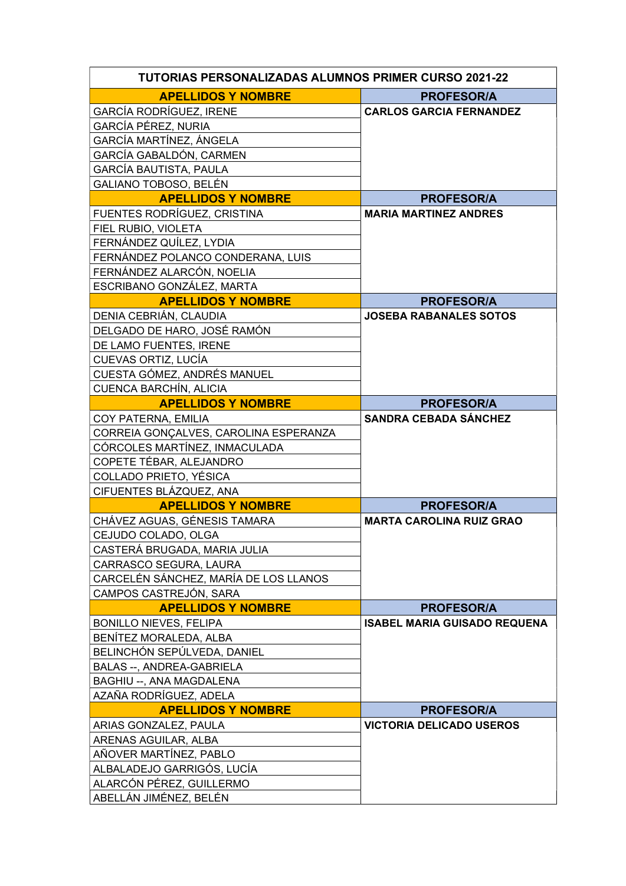| TUTORIAS PERSONALIZADAS ALUMNOS PRIMER CURSO 2021-22 | |
|---|---|
| **APELLIDOS Y NOMBRE** | **PROFESOR/A** |
| GARCÍA RODRÍGUEZ, IRENE | **CARLOS GARCIA FERNANDEZ** |
| GARCÍA PÉREZ, NURIA | |
| GARCÍA MARTÍNEZ, ÁNGELA | |
| GARCÍA GABALDÓN, CARMEN | |
| GARCÍA BAUTISTA, PAULA | |
| GALIANO TOBOSO, BELÉN | |
| **APELLIDOS Y NOMBRE** | **PROFESOR/A** |
| FUENTES RODRÍGUEZ, CRISTINA | **MARIA MARTINEZ ANDRES** |
| FIEL RUBIO, VIOLETA | |
| FERNÁNDEZ QUÍLEZ, LYDIA | |
| FERNÁNDEZ POLANCO CONDERANA, LUIS | |
| FERNÁNDEZ ALARCÓN, NOELIA | |
| ESCRIBANO GONZÁLEZ, MARTA | |
| **APELLIDOS Y NOMBRE** | **PROFESOR/A** |
| DENIA CEBRIÁN, CLAUDIA | **JOSEBA RABANALES SOTOS** |
| DELGADO DE HARO, JOSÉ RAMÓN | |
| DE LAMO FUENTES, IRENE | |
| CUEVAS ORTIZ, LUCÍA | |
| CUESTA GÓMEZ, ANDRÉS MANUEL | |
| CUENCA BARCHÍN, ALICIA | |
| **APELLIDOS Y NOMBRE** | **PROFESOR/A** |
| COY PATERNA, EMILIA | **SANDRA CEBADA SÁNCHEZ** |
| CORREIA GONÇALVES, CAROLINA ESPERANZA | |
| CÓRCOLES MARTÍNEZ, INMACULADA | |
| COPETE TÉBAR, ALEJANDRO | |
| COLLADO PRIETO, YÉSICA | |
| CIFUENTES BLÁZQUEZ, ANA | |
| **APELLIDOS Y NOMBRE** | **PROFESOR/A** |
| CHÁVEZ AGUAS, GÉNESIS TAMARA | **MARTA CAROLINA RUIZ GRAO** |
| CEJUDO COLADO, OLGA | |
| CASTERÁ BRUGADA, MARIA JULIA | |
| CARRASCO SEGURA, LAURA | |
| CARCELÉN SÁNCHEZ, MARÍA DE LOS LLANOS | |
| CAMPOS CASTREJÓN, SARA | |
| **APELLIDOS Y NOMBRE** | **PROFESOR/A** |
| BONILLO NIEVES, FELIPA | **ISABEL MARIA GUISADO REQUENA** |
| BENÍTEZ MORALEDA, ALBA | |
| BELINCHÓN SEPÚLVEDA, DANIEL | |
| BALAS --, ANDREA-GABRIELA | |
| BAGHIU --, ANA MAGDALENA | |
| AZAÑA RODRÍGUEZ, ADELA | |
| **APELLIDOS Y NOMBRE** | **PROFESOR/A** |
| ARIAS GONZALEZ, PAULA | **VICTORIA DELICADO USEROS** |
| ARENAS AGUILAR, ALBA | |
| AÑOVER MARTÍNEZ, PABLO | |
| ALBALADEJO GARRIGÓS, LUCÍA | |
| ALARCÓN PÉREZ, GUILLERMO | |
| ABELLÁN JIMÉNEZ, BELÉN | |